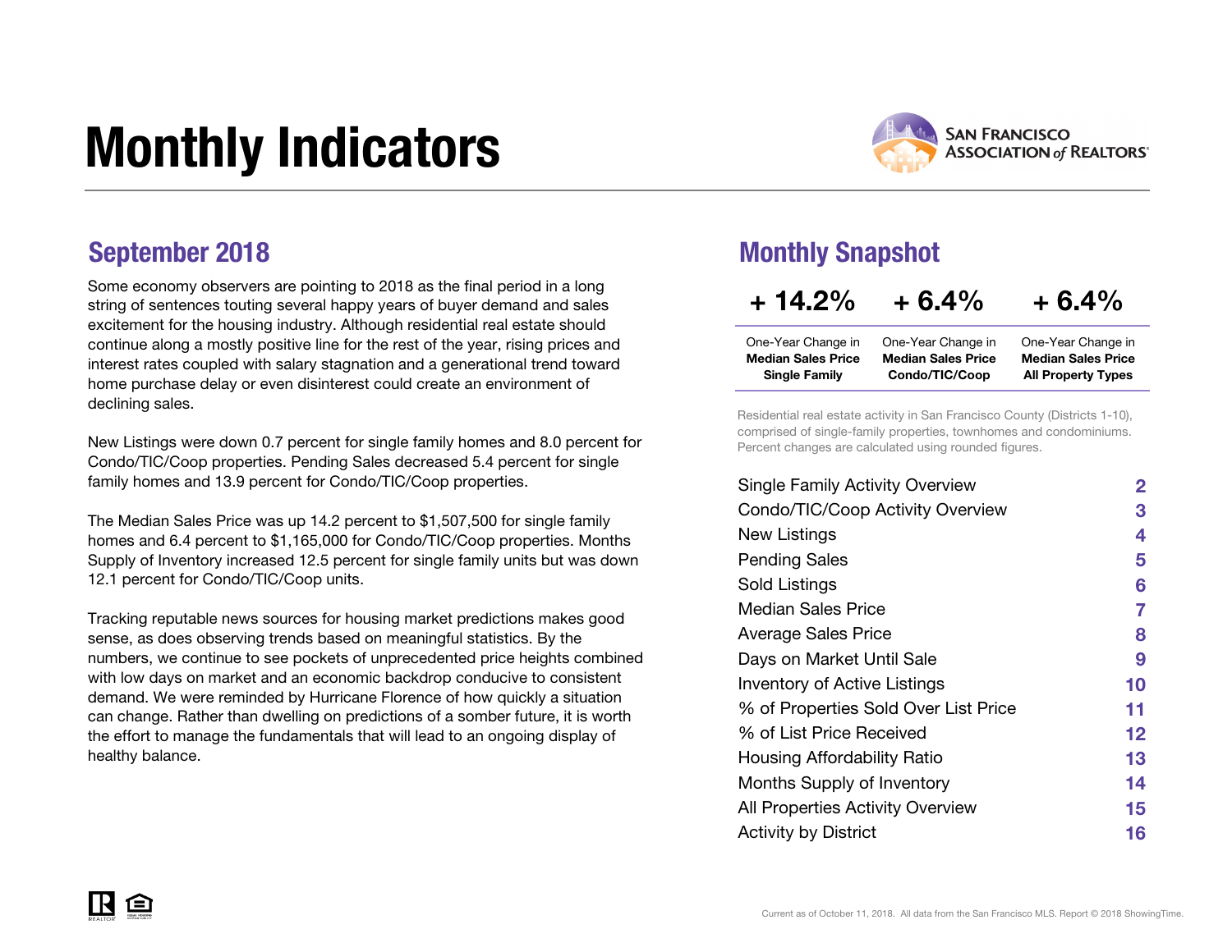# Monthly Indicators

SAN FRANCISCO ASSOCIATION of REALTORS®

## September 2018

Some economy observers are pointing to 2018 as the final period in a long string of sentences touting several happy years of buyer demand and sales excitement for the housing industry. Although residential real estate should continue along a mostly positive line for the rest of the year, rising prices and interest rates coupled with salary stagnation and a generational trend toward home purchase delay or even disinterest could create an environment of declining sales.

New Listings were down 0.7 percent for single family homes and 8.0 percent for Condo/TIC/Coop properties. Pending Sales decreased 5.4 percent for single family homes and 13.9 percent for Condo/TIC/Coop properties.

The Median Sales Price was up 14.2 percent to $1,507,500 for single family homes and 6.4 percent to $1,165,000 for Condo/TIC/Coop properties. Months Supply of Inventory increased 12.5 percent for single family units but was down 12.1 percent for Condo/TIC/Coop units.

Tracking reputable news sources for housing market predictions makes good sense, as does observing trends based on meaningful statistics. By the numbers, we continue to see pockets of unprecedented price heights combined with low days on market and an economic backdrop conducive to consistent demand. We were reminded by Hurricane Florence of how quickly a situation can change. Rather than dwelling on predictions of a somber future, it is worth the effort to manage the fundamentals that will lead to an ongoing display of healthy balance.

## Monthly Snapshot

| + 14.2% | + 6.4% | + 6.4% |
|---|---|---|
| One-Year Change in **Median Sales Price Single Family** | One-Year Change in **Median Sales Price Condo/TIC/Coop** | One-Year Change in **Median Sales Price All Property Types** |

Residential real estate activity in San Francisco County (Districts 1-10), comprised of single-family properties, townhomes and condominiums. Percent changes are calculated using rounded figures.

| | |
|---|---|
| Single Family Activity Overview | 2 |
| Condo/TIC/Coop Activity Overview | 3 |
| New Listings | 4 |
| Pending Sales | 5 |
| Sold Listings | 6 |
| Median Sales Price | 7 |
| Average Sales Price | 8 |
| Days on Market Until Sale | 9 |
| Inventory of Active Listings | 10 |
| % of Properties Sold Over List Price | 11 |
| % of List Price Received | 12 |
| Housing Affordability Ratio | 13 |
| Months Supply of Inventory | 14 |
| All Properties Activity Overview | 15 |
| Activity by District | 16 |

Current as of October 11, 2018. All data from the San Francisco MLS. Report © 2018 ShowingTime.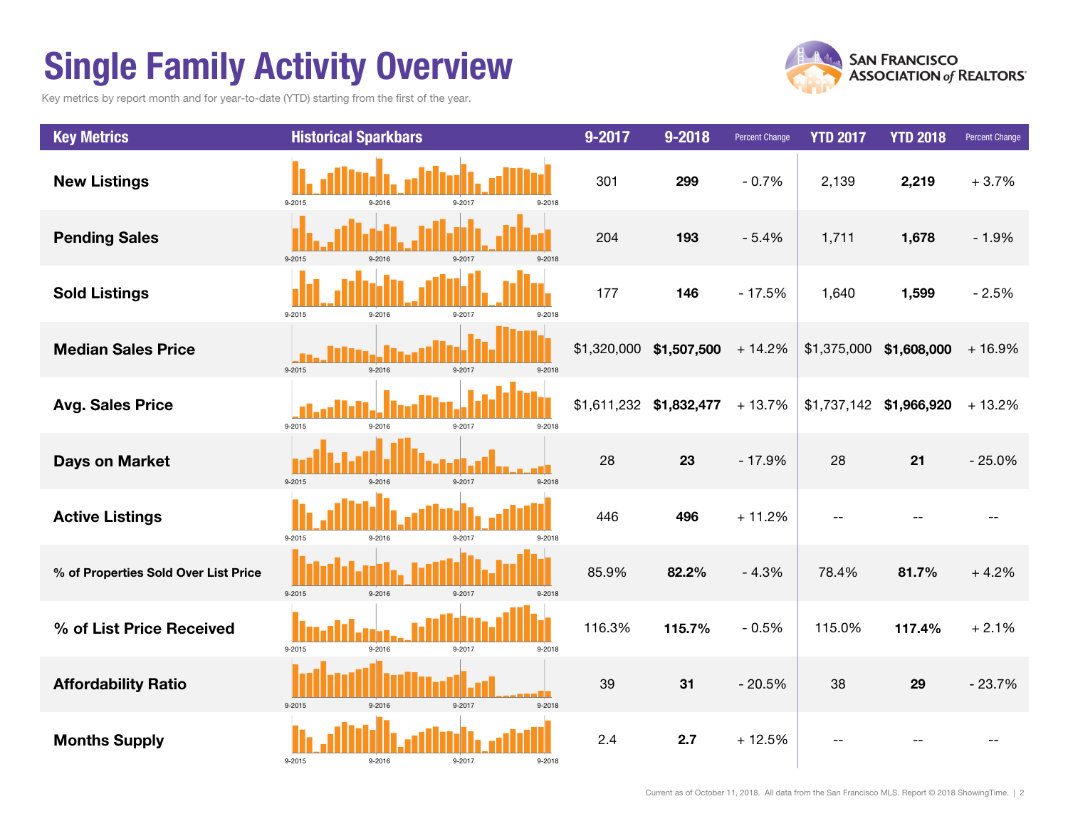# Single Family Activity Overview

Key metrics by report month and for year-to-date (YTD) starting from the first of the year.

SAN FRANCISCO ASSOCIATION of REALTORS®

| Key Metrics | Historical Sparkbars | 9-2017 | 9-2018 | Percent Change | YTD 2017 | YTD 2018 | Percent Change |
|---|---|---|---|---|---|---|---|
| New Listings | 9-2015 9-2016 9-2017 9-2018 | 301 | **299** | - 0.7% | 2,139 | **2,219** | + 3.7% |
| Pending Sales | 9-2015 9-2016 9-2017 9-2018 | 204 | **193** | - 5.4% | 1,711 | **1,678** | - 1.9% |
| Sold Listings | 9-2015 9-2016 9-2017 9-2018 | 177 | **146** | - 17.5% | 1,640 | **1,599** | - 2.5% |
| Median Sales Price | 9-2015 9-2016 9-2017 9-2018 | $1,320,000 | **$1,507,500** | + 14.2% | $1,375,000 | **$1,608,000** | + 16.9% |
| Avg. Sales Price | 9-2015 9-2016 9-2017 9-2018 | $1,611,232 | **$1,832,477** | + 13.7% | $1,737,142 | **$1,966,920** | + 13.2% |
| Days on Market | 9-2015 9-2016 9-2017 9-2018 | 28 | **23** | - 17.9% | 28 | **21** | - 25.0% |
| Active Listings | 9-2015 9-2016 9-2017 9-2018 | 446 | **496** | + 11.2% | -- | -- | -- |
| % of Properties Sold Over List Price | 9-2015 9-2016 9-2017 9-2018 | 85.9% | **82.2%** | - 4.3% | 78.4% | **81.7%** | + 4.2% |
| % of List Price Received | 9-2015 9-2016 9-2017 9-2018 | 116.3% | **115.7%** | - 0.5% | 115.0% | **117.4%** | + 2.1% |
| Affordability Ratio | 9-2015 9-2016 9-2017 9-2018 | 39 | **31** | - 20.5% | 38 | **29** | - 23.7% |
| Months Supply | 9-2015 9-2016 9-2017 9-2018 | 2.4 | **2.7** | + 12.5% | -- | -- | -- |

Current as of October 11, 2018. All data from the San Francisco MLS. Report © 2018 ShowingTime.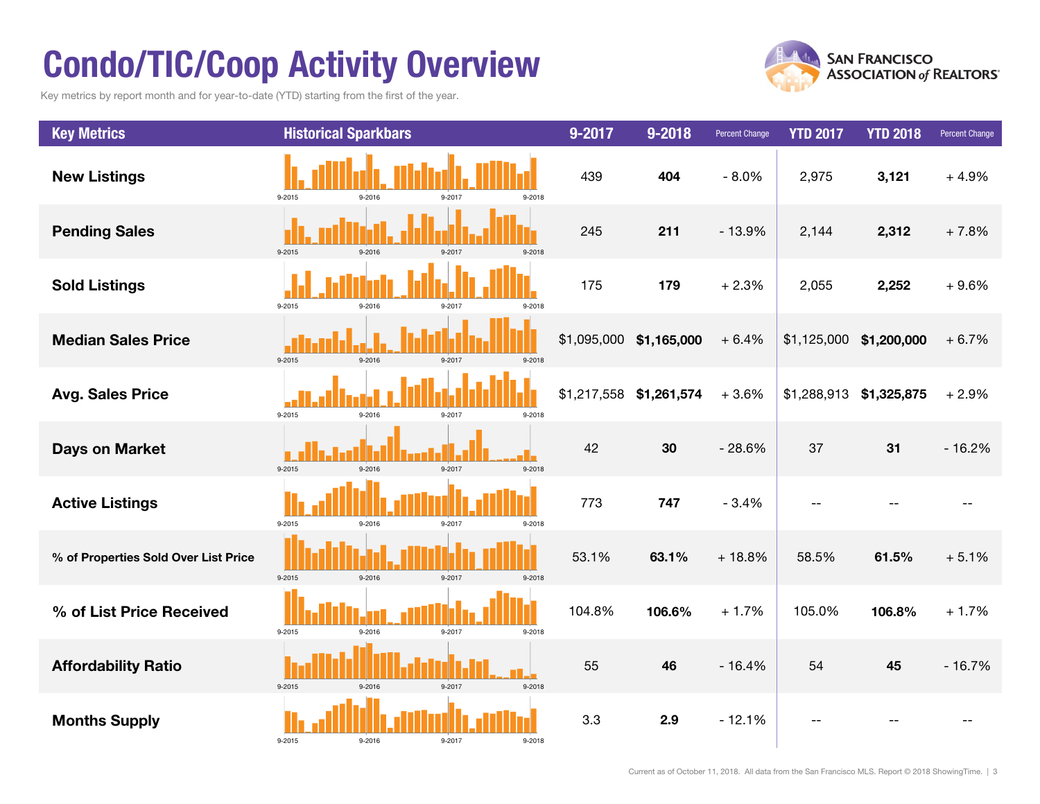# Condo/TIC/Coop Activity Overview

Key metrics by report month and for year-to-date (YTD) starting from the first of the year.

| Key Metrics | Historical Sparkbars | 9-2017 | 9-2018 | Percent Change | YTD 2017 | YTD 2018 | Percent Change |
|---|---|---|---|---|---|---|---|
| New Listings | 9-2015 9-2016 9-2017 9-2018 | 439 | **404** | - 8.0% | 2,975 | **3,121** | + 4.9% |
| Pending Sales | 9-2015 9-2016 9-2017 9-2018 | 245 | **211** | - 13.9% | 2,144 | **2,312** | + 7.8% |
| Sold Listings | 9-2015 9-2016 9-2017 9-2018 | 175 | **179** | + 2.3% | 2,055 | **2,252** | + 9.6% |
| Median Sales Price | 9-2015 9-2016 9-2017 9-2018 | $1,095,000 | **$1,165,000** | + 6.4% | $1,125,000 | **$1,200,000** | + 6.7% |
| Avg. Sales Price | 9-2015 9-2016 9-2017 9-2018 | $1,217,558 | **$1,261,574** | + 3.6% | $1,288,913 | **$1,325,875** | + 2.9% |
| Days on Market | 9-2015 9-2016 9-2017 9-2018 | 42 | **30** | - 28.6% | 37 | **31** | - 16.2% |
| Active Listings | 9-2015 9-2016 9-2017 9-2018 | 773 | **747** | - 3.4% | -- | -- | -- |
| % of Properties Sold Over List Price | 9-2015 9-2016 9-2017 9-2018 | 53.1% | **63.1%** | + 18.8% | 58.5% | **61.5%** | + 5.1% |
| % of List Price Received | 9-2015 9-2016 9-2017 9-2018 | 104.8% | **106.6%** | + 1.7% | 105.0% | **106.8%** | + 1.7% |
| Affordability Ratio | 9-2015 9-2016 9-2017 9-2018 | 55 | **46** | - 16.4% | 54 | **45** | - 16.7% |
| Months Supply | 9-2015 9-2016 9-2017 9-2018 | 3.3 | **2.9** | - 12.1% | -- | -- | -- |

Current as of October 11, 2018. All data from the San Francisco MLS. Report © 2018 ShowingTime.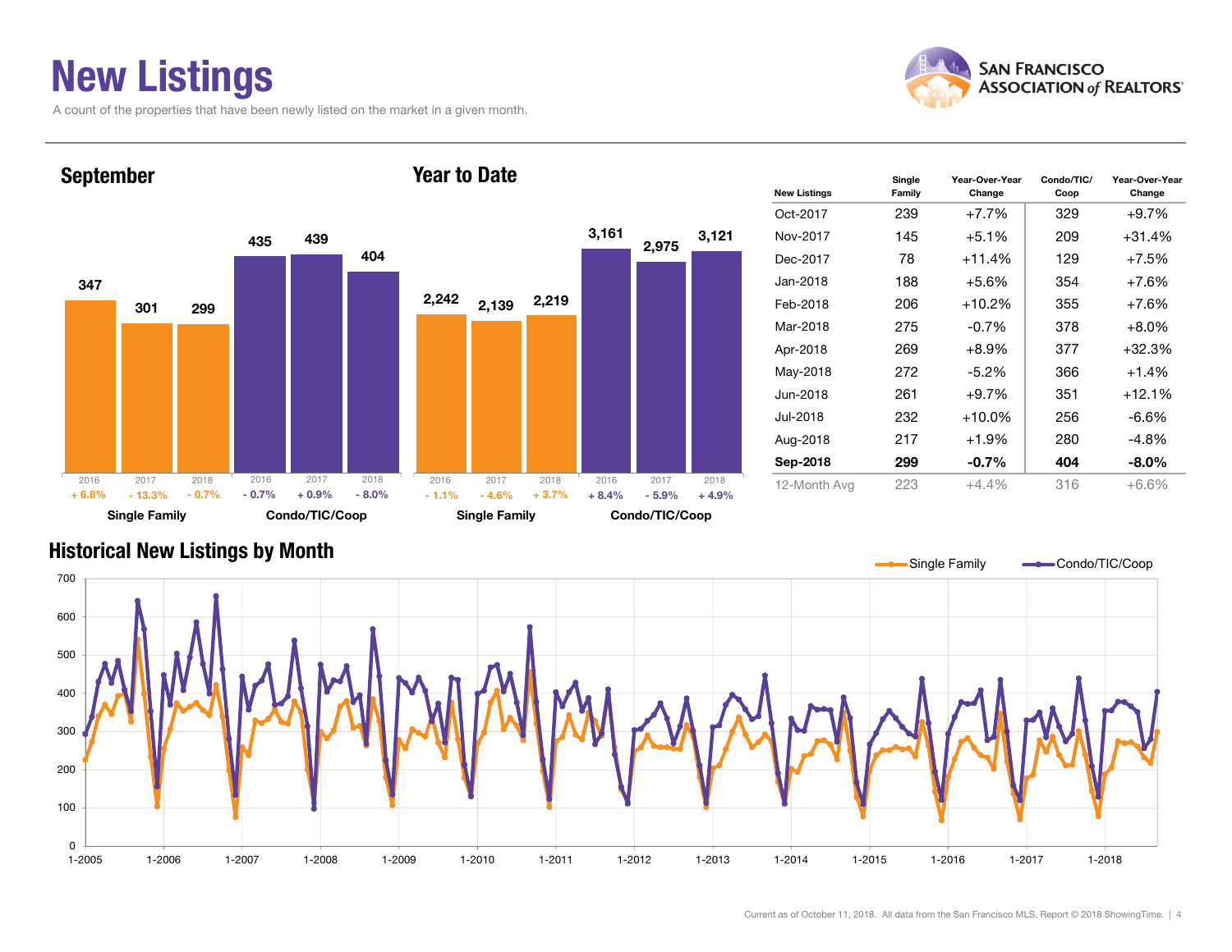# New Listings

A count of the properties that have been newly listed on the market in a given month.

## September

| | Single Family | | | Condo/TIC/Coop | | |
|---|---|---|---|---|---|---|
| Year | 2016 | 2017 | 2018 | 2016 | 2017 | 2018 |
| New Listings | 347 | 301 | 299 | 435 | 439 | 404 |
| Change | + 6.8% | - 13.3% | - 0.7% | - 0.7% | + 0.9% | - 8.0% |

## Year to Date

| | Single Family | | | Condo/TIC/Coop | | |
|---|---|---|---|---|---|---|
| Year | 2016 | 2017 | 2018 | 2016 | 2017 | 2018 |
| New Listings | 2,242 | 2,139 | 2,219 | 3,161 | 2,975 | 3,121 |
| Change | - 1.1% | - 4.6% | + 3.7% | + 8.4% | - 5.9% | + 4.9% |

| New Listings | Single Family | Year-Over-Year Change | Condo/TIC/Coop | Year-Over-Year Change |
|---|---|---|---|---|
| Oct-2017 | 239 | +7.7% | 329 | +9.7% |
| Nov-2017 | 145 | +5.1% | 209 | +31.4% |
| Dec-2017 | 78 | +11.4% | 129 | +7.5% |
| Jan-2018 | 188 | +5.6% | 354 | +7.6% |
| Feb-2018 | 206 | +10.2% | 355 | +7.6% |
| Mar-2018 | 275 | -0.7% | 378 | +8.0% |
| Apr-2018 | 269 | +8.9% | 377 | +32.3% |
| May-2018 | 272 | -5.2% | 366 | +1.4% |
| Jun-2018 | 261 | +9.7% | 351 | +12.1% |
| Jul-2018 | 232 | +10.0% | 256 | -6.6% |
| Aug-2018 | 217 | +1.9% | 280 | -4.8% |
| **Sep-2018** | **299** | **-0.7%** | **404** | **-8.0%** |
| 12-Month Avg | 223 | +4.4% | 316 | +6.6% |

## Historical New Listings by Month

Single Family / Condo/TIC/Coop

Current as of October 11, 2018. All data from the San Francisco MLS. Report © 2018 ShowingTime.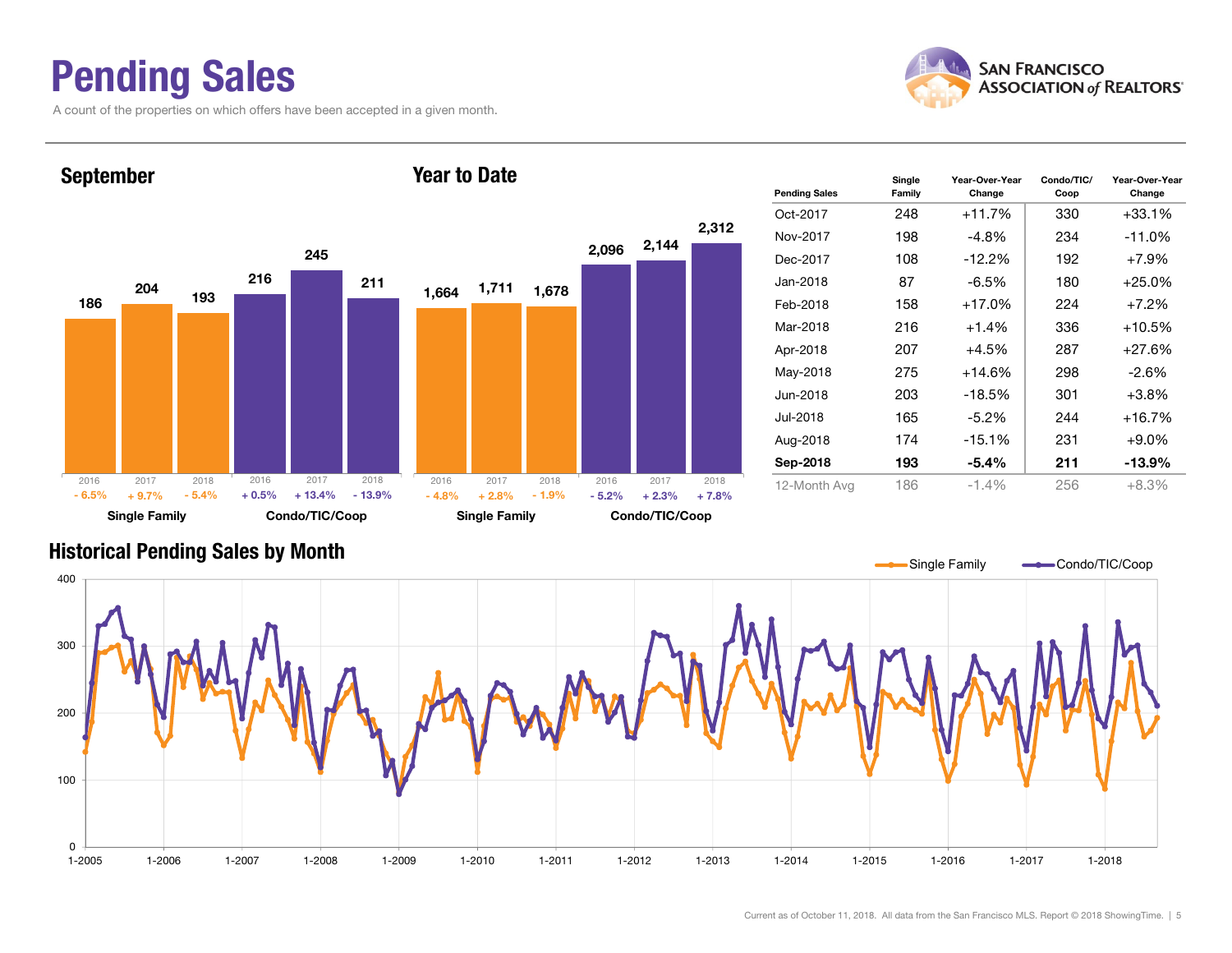# Pending Sales

A count of the properties on which offers have been accepted in a given month.

## September

| | Single Family | | | Condo/TIC/Coop | | |
|---|---|---|---|---|---|---|
| Year | 2016 | 2017 | 2018 | 2016 | 2017 | 2018 |
| Pending Sales | 186 | 204 | 193 | 216 | 245 | 211 |
| Change | - 6.5% | + 9.7% | - 5.4% | + 0.5% | + 13.4% | - 13.9% |

## Year to Date

| | Single Family | | | Condo/TIC/Coop | | |
|---|---|---|---|---|---|---|
| Year | 2016 | 2017 | 2018 | 2016 | 2017 | 2018 |
| Pending Sales | 1,664 | 1,711 | 1,678 | 2,096 | 2,144 | 2,312 |
| Change | - 4.8% | + 2.8% | - 1.9% | - 5.2% | + 2.3% | + 7.8% |

| Pending Sales | Single Family | Year-Over-Year Change | Condo/TIC/ Coop | Year-Over-Year Change |
|---|---|---|---|---|
| Oct-2017 | 248 | +11.7% | 330 | +33.1% |
| Nov-2017 | 198 | -4.8% | 234 | -11.0% |
| Dec-2017 | 108 | -12.2% | 192 | +7.9% |
| Jan-2018 | 87 | -6.5% | 180 | +25.0% |
| Feb-2018 | 158 | +17.0% | 224 | +7.2% |
| Mar-2018 | 216 | +1.4% | 336 | +10.5% |
| Apr-2018 | 207 | +4.5% | 287 | +27.6% |
| May-2018 | 275 | +14.6% | 298 | -2.6% |
| Jun-2018 | 203 | -18.5% | 301 | +3.8% |
| Jul-2018 | 165 | -5.2% | 244 | +16.7% |
| Aug-2018 | 174 | -15.1% | 231 | +9.0% |
| **Sep-2018** | **193** | **-5.4%** | **211** | **-13.9%** |
| 12-Month Avg | 186 | -1.4% | 256 | +8.3% |

## Historical Pending Sales by Month

Single Family — Condo/TIC/Coop

Current as of October 11, 2018. All data from the San Francisco MLS. Report © 2018 ShowingTime.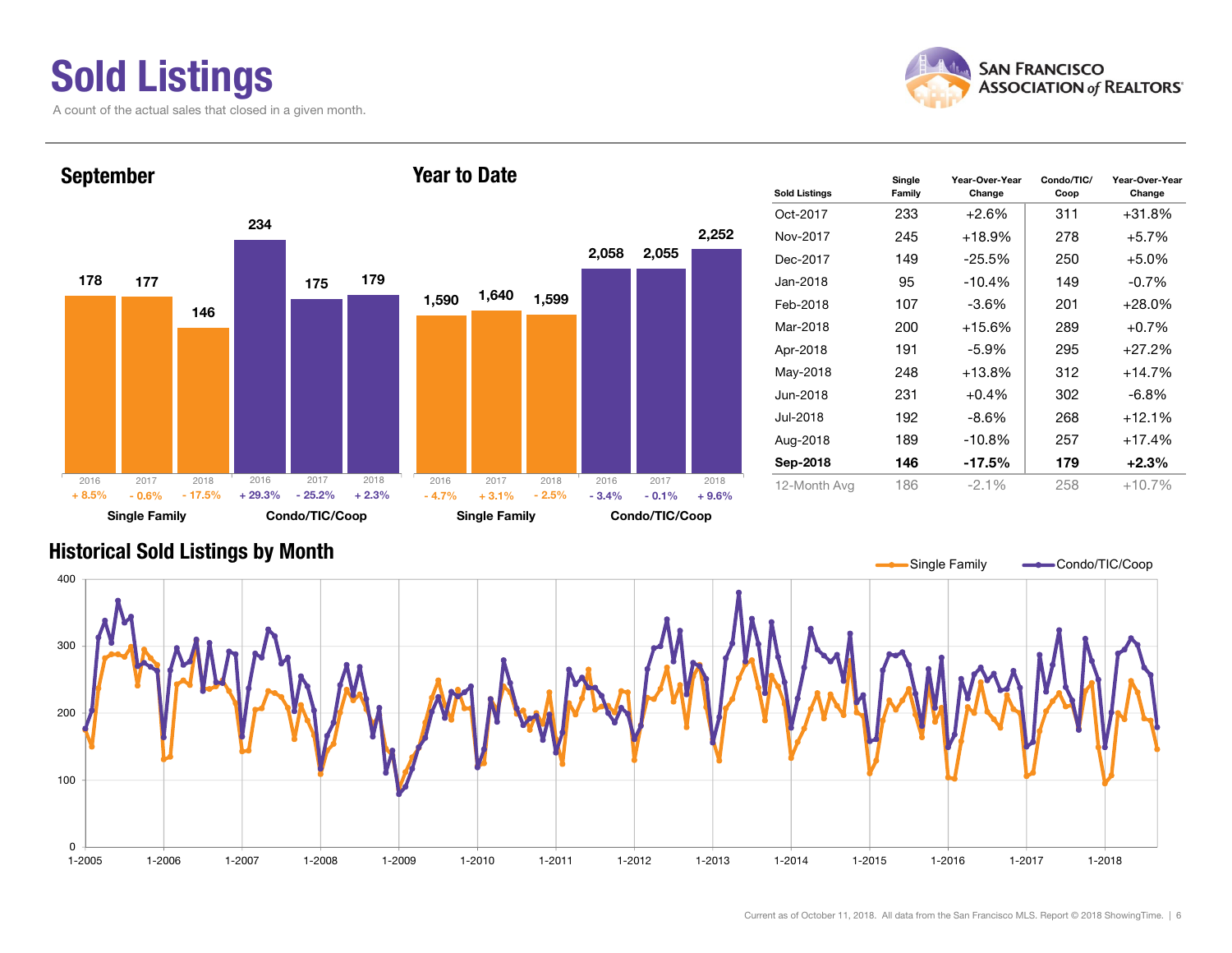# Sold Listings

A count of the actual sales that closed in a given month.

## September

| | 2016 | 2017 | 2018 |
|---|---|---|---|
| Single Family | 178 | 177 | 146 |
| Change | + 8.5% | - 0.6% | - 17.5% |
| Condo/TIC/Coop | 234 | 175 | 179 |
| Change | + 29.3% | - 25.2% | + 2.3% |

## Year to Date

| | 2016 | 2017 | 2018 |
|---|---|---|---|
| Single Family | 1,590 | 1,640 | 1,599 |
| Change | - 4.7% | + 3.1% | - 2.5% |
| Condo/TIC/Coop | 2,058 | 2,055 | 2,252 |
| Change | - 3.4% | - 0.1% | + 9.6% |

| Sold Listings | Single Family | Year-Over-Year Change | Condo/TIC/ Coop | Year-Over-Year Change |
|---|---|---|---|---|
| Oct-2017 | 233 | +2.6% | 311 | +31.8% |
| Nov-2017 | 245 | +18.9% | 278 | +5.7% |
| Dec-2017 | 149 | -25.5% | 250 | +5.0% |
| Jan-2018 | 95 | -10.4% | 149 | -0.7% |
| Feb-2018 | 107 | -3.6% | 201 | +28.0% |
| Mar-2018 | 200 | +15.6% | 289 | +0.7% |
| Apr-2018 | 191 | -5.9% | 295 | +27.2% |
| May-2018 | 248 | +13.8% | 312 | +14.7% |
| Jun-2018 | 231 | +0.4% | 302 | -6.8% |
| Jul-2018 | 192 | -8.6% | 268 | +12.1% |
| Aug-2018 | 189 | -10.8% | 257 | +17.4% |
| **Sep-2018** | **146** | **-17.5%** | **179** | **+2.3%** |
| 12-Month Avg | 186 | -2.1% | 258 | +10.7% |

## Historical Sold Listings by Month

Single Family — Condo/TIC/Coop

Current as of October 11, 2018. All data from the San Francisco MLS. Report © 2018 ShowingTime.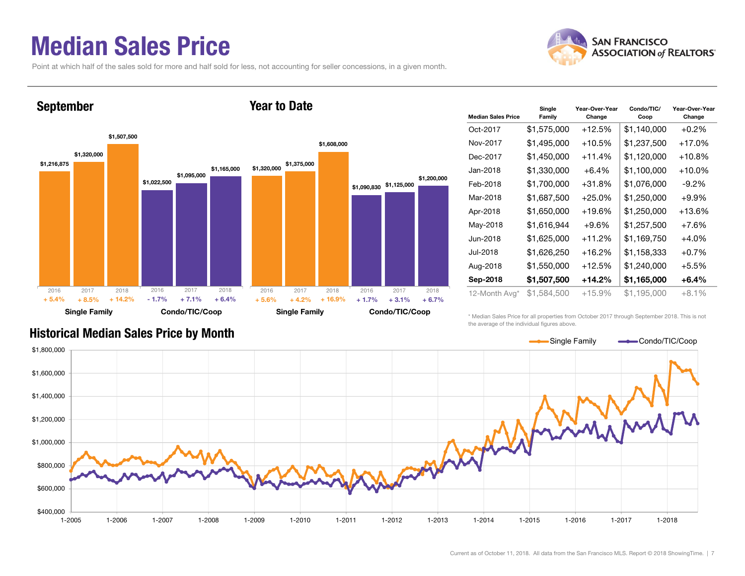# Median Sales Price

Point at which half of the sales sold for more and half sold for less, not accounting for seller concessions, in a given month.

## September

| | Single Family | | | Condo/TIC/Coop | | |
|---|---|---|---|---|---|---|
| Year | 2016 | 2017 | 2018 | 2016 | 2017 | 2018 |
| Median Sales Price | $1,216,875 | $1,320,000 | $1,507,500 | $1,022,500 | $1,095,000 | $1,165,000 |
| Change | + 5.4% | + 8.5% | + 14.2% | - 1.7% | + 7.1% | + 6.4% |

## Year to Date

| | Single Family | | | Condo/TIC/Coop | | |
|---|---|---|---|---|---|---|
| Year | 2016 | 2017 | 2018 | 2016 | 2017 | 2018 |
| Median Sales Price | $1,320,000 | $1,375,000 | $1,608,000 | $1,090,830 | $1,125,000 | $1,200,000 |
| Change | + 5.6% | + 4.2% | + 16.9% | + 1.7% | + 3.1% | + 6.7% |

| Median Sales Price | Single Family | Year-Over-Year Change | Condo/TIC/ Coop | Year-Over-Year Change |
|---|---|---|---|---|
| Oct-2017 | $1,575,000 | +12.5% | $1,140,000 | +0.2% |
| Nov-2017 | $1,495,000 | +10.5% | $1,237,500 | +17.0% |
| Dec-2017 | $1,450,000 | +11.4% | $1,120,000 | +10.8% |
| Jan-2018 | $1,330,000 | +6.4% | $1,100,000 | +10.0% |
| Feb-2018 | $1,700,000 | +31.8% | $1,076,000 | -9.2% |
| Mar-2018 | $1,687,500 | +25.0% | $1,250,000 | +9.9% |
| Apr-2018 | $1,650,000 | +19.6% | $1,250,000 | +13.6% |
| May-2018 | $1,616,944 | +9.6% | $1,257,500 | +7.6% |
| Jun-2018 | $1,625,000 | +11.2% | $1,169,750 | +4.0% |
| Jul-2018 | $1,626,250 | +16.2% | $1,158,333 | +0.7% |
| Aug-2018 | $1,550,000 | +12.5% | $1,240,000 | +5.5% |
| **Sep-2018** | **$1,507,500** | **+14.2%** | **$1,165,000** | **+6.4%** |
| 12-Month Avg* | $1,584,500 | +15.9% | $1,195,000 | +8.1% |

\* Median Sales Price for all properties from October 2017 through September 2018. This is not the average of the individual figures above.

## Historical Median Sales Price by Month

Single Family — Condo/TIC/Coop

Current as of October 11, 2018. All data from the San Francisco MLS. Report © 2018 ShowingTime.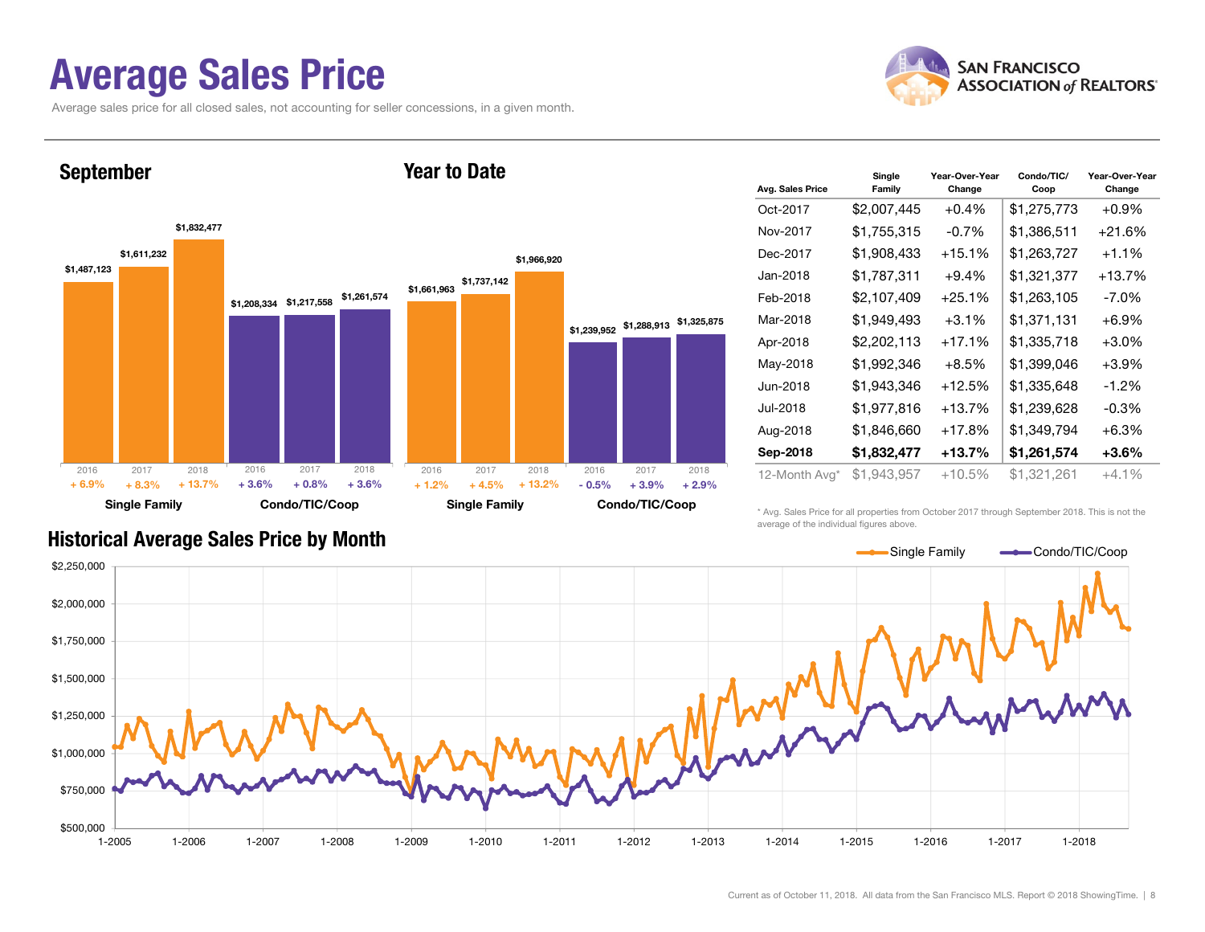# Average Sales Price

Average sales price for all closed sales, not accounting for seller concessions, in a given month.

## September

| | 2016 | 2017 | 2018 |
|---|---|---|---|
| Single Family | $1,487,123 | $1,611,232 | $1,832,477 |
| Change | + 6.9% | + 8.3% | + 13.7% |
| Condo/TIC/Coop | $1,208,334 | $1,217,558 | $1,261,574 |
| Change | + 3.6% | + 0.8% | + 3.6% |

## Year to Date

| | 2016 | 2017 | 2018 |
|---|---|---|---|
| Single Family | $1,661,963 | $1,737,142 | $1,966,920 |
| Change | + 1.2% | + 4.5% | + 13.2% |
| Condo/TIC/Coop | $1,239,952 | $1,288,913 | $1,325,875 |
| Change | - 0.5% | + 3.9% | + 2.9% |

| Avg. Sales Price | Single Family | Year-Over-Year Change | Condo/TIC/Coop | Year-Over-Year Change |
|---|---|---|---|---|
| Oct-2017 | $2,007,445 | +0.4% | $1,275,773 | +0.9% |
| Nov-2017 | $1,755,315 | -0.7% | $1,386,511 | +21.6% |
| Dec-2017 | $1,908,433 | +15.1% | $1,263,727 | +1.1% |
| Jan-2018 | $1,787,311 | +9.4% | $1,321,377 | +13.7% |
| Feb-2018 | $2,107,409 | +25.1% | $1,263,105 | -7.0% |
| Mar-2018 | $1,949,493 | +3.1% | $1,371,131 | +6.9% |
| Apr-2018 | $2,202,113 | +17.1% | $1,335,718 | +3.0% |
| May-2018 | $1,992,346 | +8.5% | $1,399,046 | +3.9% |
| Jun-2018 | $1,943,346 | +12.5% | $1,335,648 | -1.2% |
| Jul-2018 | $1,977,816 | +13.7% | $1,239,628 | -0.3% |
| Aug-2018 | $1,846,660 | +17.8% | $1,349,794 | +6.3% |
| **Sep-2018** | **$1,832,477** | **+13.7%** | **$1,261,574** | **+3.6%** |
| 12-Month Avg* | $1,943,957 | +10.5% | $1,321,261 | +4.1% |

\* Avg. Sales Price for all properties from October 2017 through September 2018. This is not the average of the individual figures above.

## Historical Average Sales Price by Month

Single Family — Condo/TIC/Coop

Current as of October 11, 2018. All data from the San Francisco MLS. Report © 2018 ShowingTime.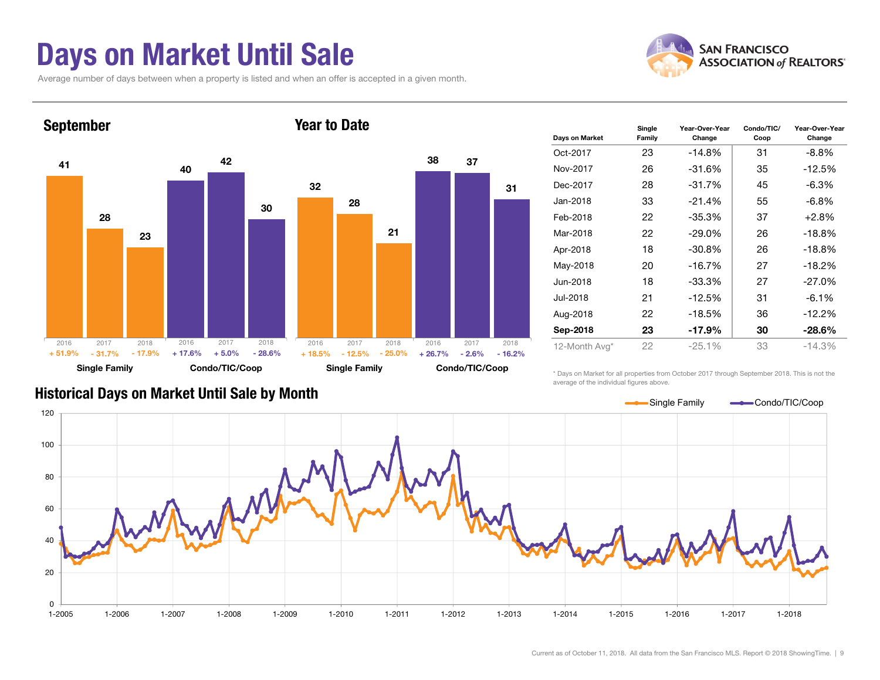# Days on Market Until Sale

Average number of days between when a property is listed and when an offer is accepted in a given month.

## September

| | 2016 | 2017 | 2018 |
|---|---|---|---|
| Single Family | 41 | 28 | 23 |
| Change | + 51.9% | - 31.7% | - 17.9% |
| Condo/TIC/Coop | 40 | 42 | 30 |
| Change | + 17.6% | + 5.0% | - 28.6% |

## Year to Date

| | 2016 | 2017 | 2018 |
|---|---|---|---|
| Single Family | 32 | 28 | 21 |
| Change | + 18.5% | - 12.5% | - 25.0% |
| Condo/TIC/Coop | 38 | 37 | 31 |
| Change | + 26.7% | - 2.6% | - 16.2% |

| Days on Market | Single Family | Year-Over-Year Change | Condo/TIC/ Coop | Year-Over-Year Change |
|---|---|---|---|---|
| Oct-2017 | 23 | -14.8% | 31 | -8.8% |
| Nov-2017 | 26 | -31.6% | 35 | -12.5% |
| Dec-2017 | 28 | -31.7% | 45 | -6.3% |
| Jan-2018 | 33 | -21.4% | 55 | -6.8% |
| Feb-2018 | 22 | -35.3% | 37 | +2.8% |
| Mar-2018 | 22 | -29.0% | 26 | -18.8% |
| Apr-2018 | 18 | -30.8% | 26 | -18.8% |
| May-2018 | 20 | -16.7% | 27 | -18.2% |
| Jun-2018 | 18 | -33.3% | 27 | -27.0% |
| Jul-2018 | 21 | -12.5% | 31 | -6.1% |
| Aug-2018 | 22 | -18.5% | 36 | -12.2% |
| **Sep-2018** | **23** | **-17.9%** | **30** | **-28.6%** |
| 12-Month Avg* | 22 | -25.1% | 33 | -14.3% |

\* Days on Market for all properties from October 2017 through September 2018. This is not the average of the individual figures above.

## Historical Days on Market Until Sale by Month

Single Family — Condo/TIC/Coop

Current as of October 11, 2018. All data from the San Francisco MLS. Report © 2018 ShowingTime.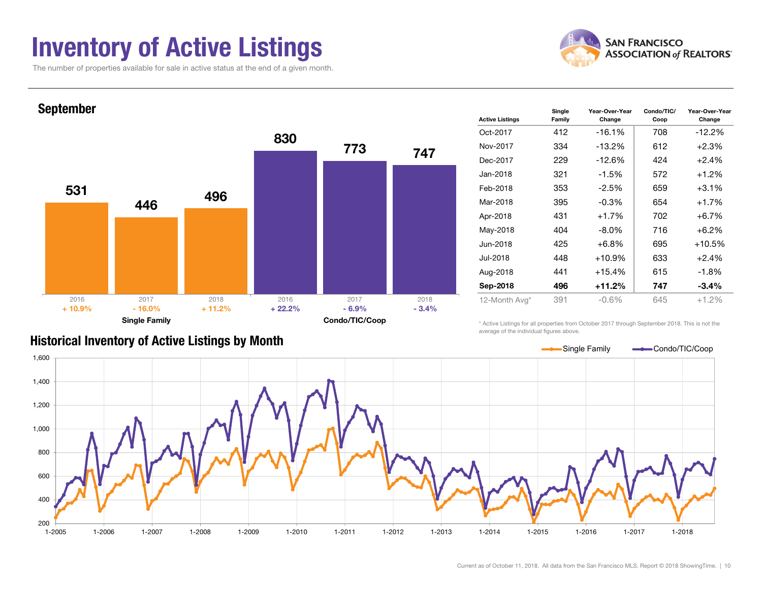# Inventory of Active Listings

The number of properties available for sale in active status at the end of a given month.

## September

| | 2016 | 2017 | 2018 |
|---|---|---|---|
| Single Family | 531 | 446 | 496 |
| Change | + 10.9% | - 16.0% | + 11.2% |
| Condo/TIC/Coop | 830 | 773 | 747 |
| Change | + 22.2% | - 6.9% | - 3.4% |

| Active Listings | Single Family | Year-Over-Year Change | Condo/TIC/Coop | Year-Over-Year Change |
|---|---|---|---|---|
| Oct-2017 | 412 | -16.1% | 708 | -12.2% |
| Nov-2017 | 334 | -13.2% | 612 | +2.3% |
| Dec-2017 | 229 | -12.6% | 424 | +2.4% |
| Jan-2018 | 321 | -1.5% | 572 | +1.2% |
| Feb-2018 | 353 | -2.5% | 659 | +3.1% |
| Mar-2018 | 395 | -0.3% | 654 | +1.7% |
| Apr-2018 | 431 | +1.7% | 702 | +6.7% |
| May-2018 | 404 | -8.0% | 716 | +6.2% |
| Jun-2018 | 425 | +6.8% | 695 | +10.5% |
| Jul-2018 | 448 | +10.9% | 633 | +2.4% |
| Aug-2018 | 441 | +15.4% | 615 | -1.8% |
| **Sep-2018** | **496** | **+11.2%** | **747** | **-3.4%** |
| 12-Month Avg* | 391 | -0.6% | 645 | +1.2% |

\* Active Listings for all properties from October 2017 through September 2018. This is not the average of the individual figures above.

## Historical Inventory of Active Listings by Month

Single Family — Condo/TIC/Coop

Current as of October 11, 2018. All data from the San Francisco MLS. Report © 2018 ShowingTime.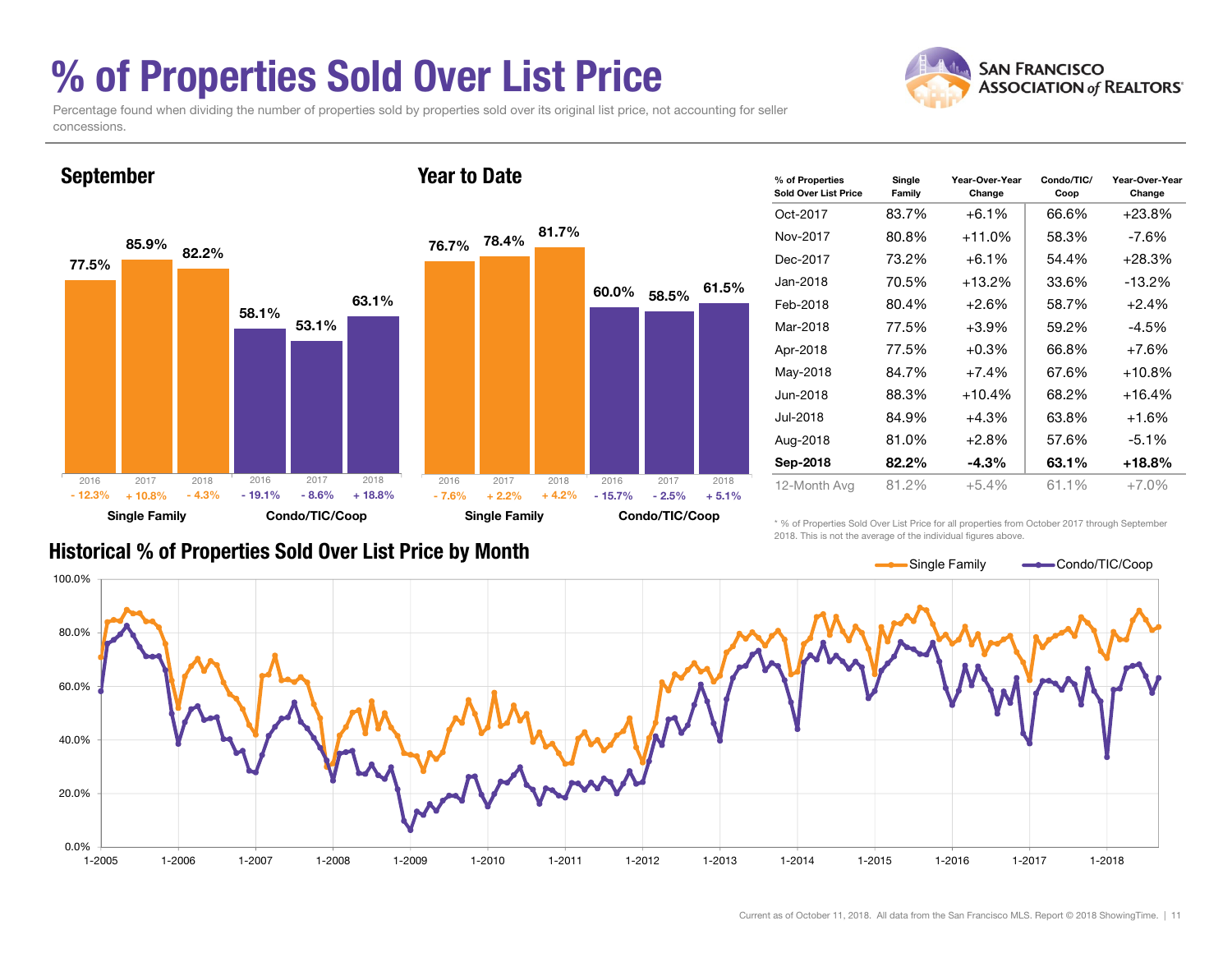# % of Properties Sold Over List Price

Percentage found when dividing the number of properties sold by properties sold over its original list price, not accounting for seller concessions.

## September

| | 2016 | 2017 | 2018 |
|---|---|---|---|
| Single Family | 77.5% | 85.9% | 82.2% |
| Year-Over-Year Change | - 12.3% | + 10.8% | - 4.3% |
| Condo/TIC/Coop | 58.1% | 53.1% | 63.1% |
| Year-Over-Year Change | - 19.1% | - 8.6% | + 18.8% |

## Year to Date

| | 2016 | 2017 | 2018 |
|---|---|---|---|
| Single Family | 76.7% | 78.4% | 81.7% |
| Year-Over-Year Change | - 7.6% | + 2.2% | + 4.2% |
| Condo/TIC/Coop | 60.0% | 58.5% | 61.5% |
| Year-Over-Year Change | - 15.7% | - 2.5% | + 5.1% |

| % of Properties Sold Over List Price | Single Family | Year-Over-Year Change | Condo/TIC/ Coop | Year-Over-Year Change |
|---|---|---|---|---|
| Oct-2017 | 83.7% | +6.1% | 66.6% | +23.8% |
| Nov-2017 | 80.8% | +11.0% | 58.3% | -7.6% |
| Dec-2017 | 73.2% | +6.1% | 54.4% | +28.3% |
| Jan-2018 | 70.5% | +13.2% | 33.6% | -13.2% |
| Feb-2018 | 80.4% | +2.6% | 58.7% | +2.4% |
| Mar-2018 | 77.5% | +3.9% | 59.2% | -4.5% |
| Apr-2018 | 77.5% | +0.3% | 66.8% | +7.6% |
| May-2018 | 84.7% | +7.4% | 67.6% | +10.8% |
| Jun-2018 | 88.3% | +10.4% | 68.2% | +16.4% |
| Jul-2018 | 84.9% | +4.3% | 63.8% | +1.6% |
| Aug-2018 | 81.0% | +2.8% | 57.6% | -5.1% |
| **Sep-2018** | **82.2%** | **-4.3%** | **63.1%** | **+18.8%** |
| 12-Month Avg | 81.2% | +5.4% | 61.1% | +7.0% |

\* % of Properties Sold Over List Price for all properties from October 2017 through September 2018. This is not the average of the individual figures above.

## Historical % of Properties Sold Over List Price by Month

Current as of October 11, 2018. All data from the San Francisco MLS. Report © 2018 ShowingTime.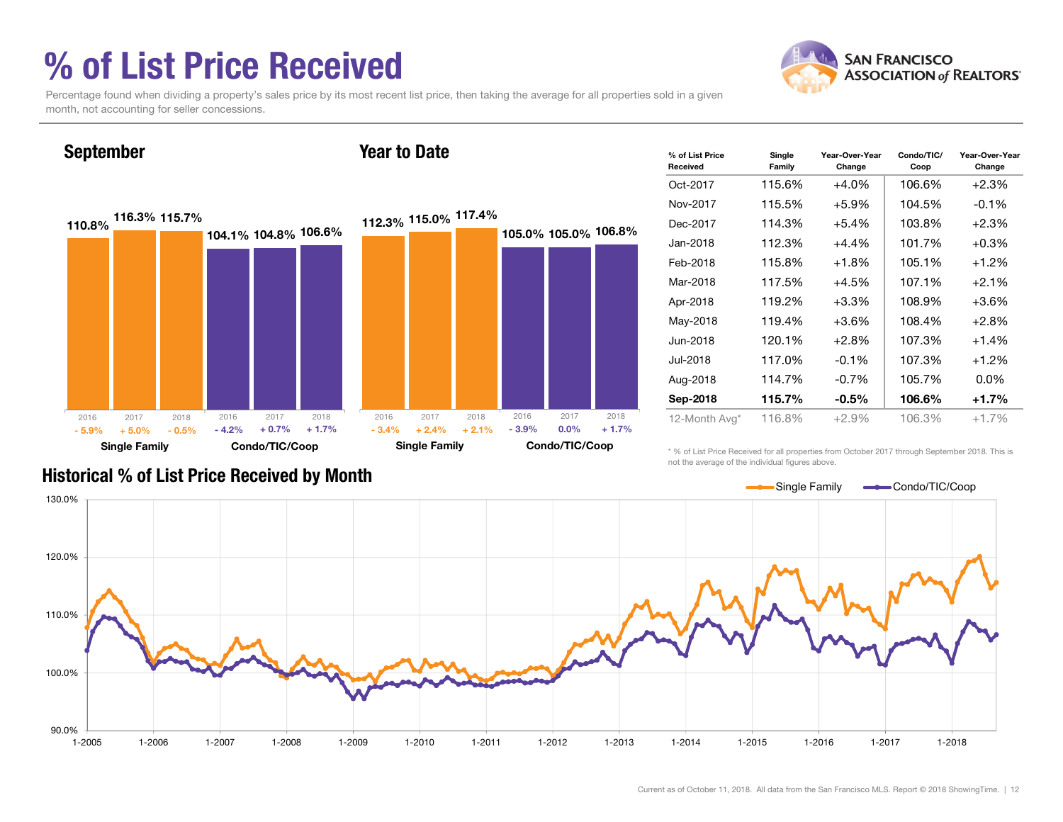# % of List Price Received

Percentage found when dividing a property's sales price by its most recent list price, then taking the average for all properties sold in a given month, not accounting for seller concessions.

SAN FRANCISCO ASSOCIATION of REALTORS®

## September

| | Single Family | | | Condo/TIC/Coop | | |
|---|---|---|---|---|---|---|
| | 2016 | 2017 | 2018 | 2016 | 2017 | 2018 |
| % of List Price Received | 110.8% | 116.3% | 115.7% | 104.1% | 104.8% | 106.6% |
| Change | - 5.9% | + 5.0% | - 0.5% | - 4.2% | + 0.7% | + 1.7% |

## Year to Date

| | Single Family | | | Condo/TIC/Coop | | |
|---|---|---|---|---|---|---|
| | 2016 | 2017 | 2018 | 2016 | 2017 | 2018 |
| % of List Price Received | 112.3% | 115.0% | 117.4% | 105.0% | 105.0% | 106.8% |
| Change | - 3.4% | + 2.4% | + 2.1% | - 3.9% | 0.0% | + 1.7% |

| % of List Price Received | Single Family | Year-Over-Year Change | Condo/TIC/Coop | Year-Over-Year Change |
|---|---|---|---|---|
| Oct-2017 | 115.6% | +4.0% | 106.6% | +2.3% |
| Nov-2017 | 115.5% | +5.9% | 104.5% | -0.1% |
| Dec-2017 | 114.3% | +5.4% | 103.8% | +2.3% |
| Jan-2018 | 112.3% | +4.4% | 101.7% | +0.3% |
| Feb-2018 | 115.8% | +1.8% | 105.1% | +1.2% |
| Mar-2018 | 117.5% | +4.5% | 107.1% | +2.1% |
| Apr-2018 | 119.2% | +3.3% | 108.9% | +3.6% |
| May-2018 | 119.4% | +3.6% | 108.4% | +2.8% |
| Jun-2018 | 120.1% | +2.8% | 107.3% | +1.4% |
| Jul-2018 | 117.0% | -0.1% | 107.3% | +1.2% |
| Aug-2018 | 114.7% | -0.7% | 105.7% | 0.0% |
| **Sep-2018** | **115.7%** | **-0.5%** | **106.6%** | **+1.7%** |
| 12-Month Avg* | 116.8% | +2.9% | 106.3% | +1.7% |

\* % of List Price Received for all properties from October 2017 through September 2018. This is not the average of the individual figures above.

## Historical % of List Price Received by Month

Legend: Single Family, Condo/TIC/Coop

Y-axis: 90.0% to 130.0%. X-axis: 1-2005 to 1-2018.

Current as of October 11, 2018. All data from the San Francisco MLS. Report © 2018 ShowingTime.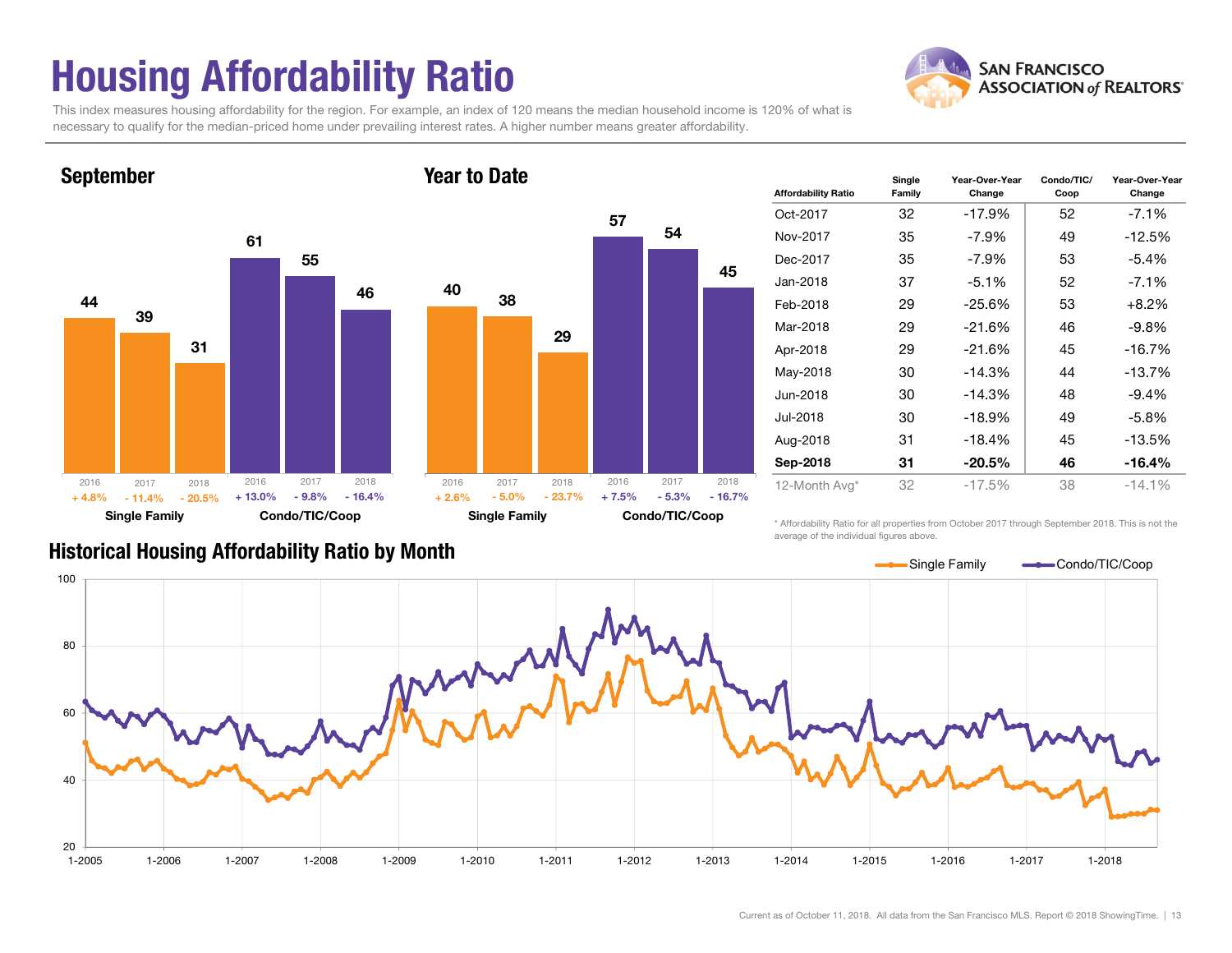# Housing Affordability Ratio

This index measures housing affordability for the region. For example, an index of 120 means the median household income is 120% of what is necessary to qualify for the median-priced home under prevailing interest rates. A higher number means greater affordability.

**SAN FRANCISCO ASSOCIATION of REALTORS®**

## September

| | 2016 | 2017 | 2018 |
|---|---|---|---|
| Single Family | 44 | 39 | 31 |
| Change | + 4.8% | - 11.4% | - 20.5% |
| Condo/TIC/Coop | 61 | 55 | 46 |
| Change | + 13.0% | - 9.8% | - 16.4% |

## Year to Date

| | 2016 | 2017 | 2018 |
|---|---|---|---|
| Single Family | 40 | 38 | 29 |
| Change | + 2.6% | - 5.0% | - 23.7% |
| Condo/TIC/Coop | 57 | 54 | 45 |
| Change | + 7.5% | - 5.3% | - 16.7% |

| Affordability Ratio | Single Family | Year-Over-Year Change | Condo/TIC/ Coop | Year-Over-Year Change |
|---|---|---|---|---|
| Oct-2017 | 32 | -17.9% | 52 | -7.1% |
| Nov-2017 | 35 | -7.9% | 49 | -12.5% |
| Dec-2017 | 35 | -7.9% | 53 | -5.4% |
| Jan-2018 | 37 | -5.1% | 52 | -7.1% |
| Feb-2018 | 29 | -25.6% | 53 | +8.2% |
| Mar-2018 | 29 | -21.6% | 46 | -9.8% |
| Apr-2018 | 29 | -21.6% | 45 | -16.7% |
| May-2018 | 30 | -14.3% | 44 | -13.7% |
| Jun-2018 | 30 | -14.3% | 48 | -9.4% |
| Jul-2018 | 30 | -18.9% | 49 | -5.8% |
| Aug-2018 | 31 | -18.4% | 45 | -13.5% |
| **Sep-2018** | **31** | **-20.5%** | **46** | **-16.4%** |
| 12-Month Avg* | 32 | -17.5% | 38 | -14.1% |

\* Affordability Ratio for all properties from October 2017 through September 2018. This is not the average of the individual figures above.

## Historical Housing Affordability Ratio by Month

Single Family — Condo/TIC/Coop

Current as of October 11, 2018. All data from the San Francisco MLS. Report © 2018 ShowingTime.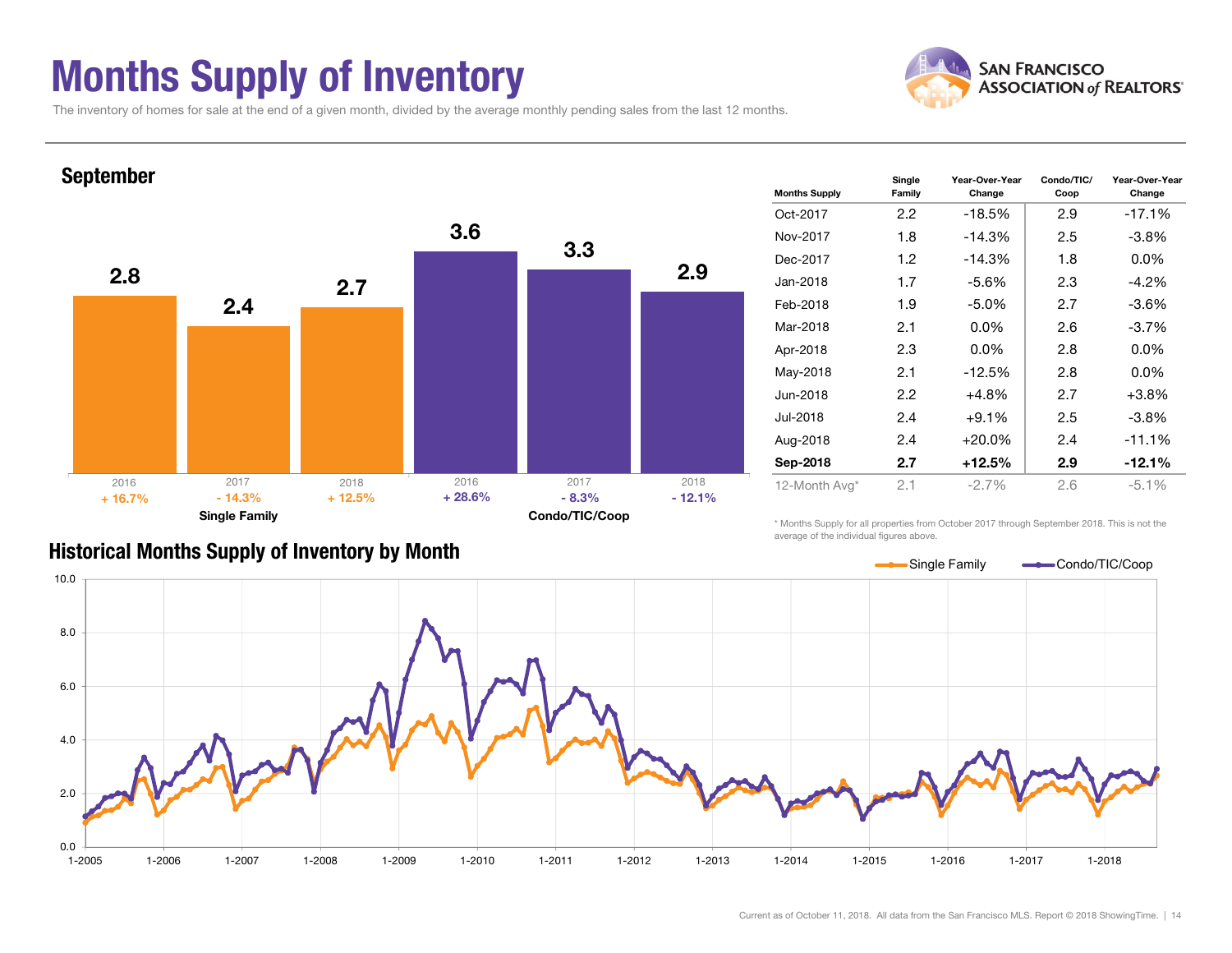# Months Supply of Inventory

The inventory of homes for sale at the end of a given month, divided by the average monthly pending sales from the last 12 months.

## September

| | 2016 | 2017 | 2018 |
|---|---|---|---|
| Single Family | 2.8 (+ 16.7%) | 2.4 (- 14.3%) | 2.7 (+ 12.5%) |
| Condo/TIC/Coop | 3.6 (+ 28.6%) | 3.3 (- 8.3%) | 2.9 (- 12.1%) |

| Months Supply | Single Family | Year-Over-Year Change | Condo/TIC/Coop | Year-Over-Year Change |
|---|---|---|---|---|
| Oct-2017 | 2.2 | -18.5% | 2.9 | -17.1% |
| Nov-2017 | 1.8 | -14.3% | 2.5 | -3.8% |
| Dec-2017 | 1.2 | -14.3% | 1.8 | 0.0% |
| Jan-2018 | 1.7 | -5.6% | 2.3 | -4.2% |
| Feb-2018 | 1.9 | -5.0% | 2.7 | -3.6% |
| Mar-2018 | 2.1 | 0.0% | 2.6 | -3.7% |
| Apr-2018 | 2.3 | 0.0% | 2.8 | 0.0% |
| May-2018 | 2.1 | -12.5% | 2.8 | 0.0% |
| Jun-2018 | 2.2 | +4.8% | 2.7 | +3.8% |
| Jul-2018 | 2.4 | +9.1% | 2.5 | -3.8% |
| Aug-2018 | 2.4 | +20.0% | 2.4 | -11.1% |
| **Sep-2018** | **2.7** | **+12.5%** | **2.9** | **-12.1%** |
| 12-Month Avg* | 2.1 | -2.7% | 2.6 | -5.1% |

* Months Supply for all properties from October 2017 through September 2018. This is not the average of the individual figures above.

## Historical Months Supply of Inventory by Month

Current as of October 11, 2018. All data from the San Francisco MLS. Report © 2018 ShowingTime.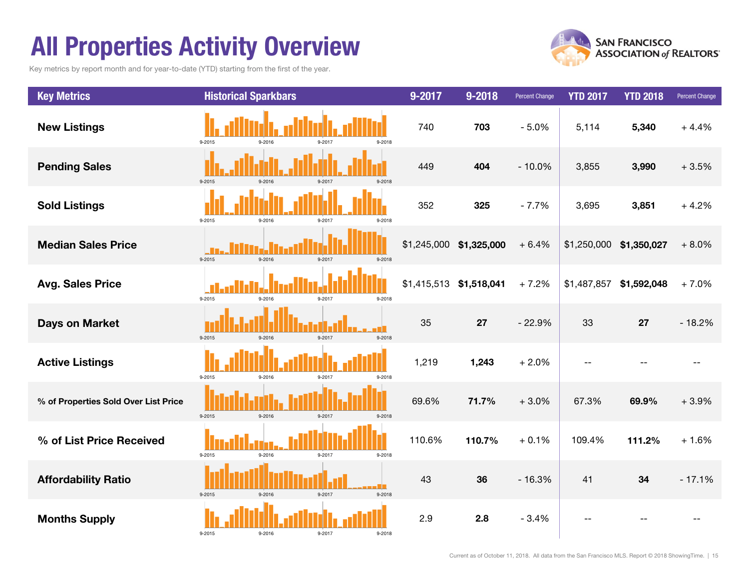# All Properties Activity Overview

Key metrics by report month and for year-to-date (YTD) starting from the first of the year.

| Key Metrics | Historical Sparkbars | 9-2017 | 9-2018 | Percent Change | YTD 2017 | YTD 2018 | Percent Change |
|---|---|---|---|---|---|---|---|
| New Listings | 9-2015 9-2016 9-2017 9-2018 | 740 | **703** | - 5.0% | 5,114 | **5,340** | + 4.4% |
| Pending Sales | 9-2015 9-2016 9-2017 9-2018 | 449 | **404** | - 10.0% | 3,855 | **3,990** | + 3.5% |
| Sold Listings | 9-2015 9-2016 9-2017 9-2018 | 352 | **325** | - 7.7% | 3,695 | **3,851** | + 4.2% |
| Median Sales Price | 9-2015 9-2016 9-2017 9-2018 | $1,245,000 | **$1,325,000** | + 6.4% | $1,250,000 | **$1,350,027** | + 8.0% |
| Avg. Sales Price | 9-2015 9-2016 9-2017 9-2018 | $1,415,513 | **$1,518,041** | + 7.2% | $1,487,857 | **$1,592,048** | + 7.0% |
| Days on Market | 9-2015 9-2016 9-2017 9-2018 | 35 | **27** | - 22.9% | 33 | **27** | - 18.2% |
| Active Listings | 9-2015 9-2016 9-2017 9-2018 | 1,219 | **1,243** | + 2.0% | -- | -- | -- |
| % of Properties Sold Over List Price | 9-2015 9-2016 9-2017 9-2018 | 69.6% | **71.7%** | + 3.0% | 67.3% | **69.9%** | + 3.9% |
| % of List Price Received | 9-2015 9-2016 9-2017 9-2018 | 110.6% | **110.7%** | + 0.1% | 109.4% | **111.2%** | + 1.6% |
| Affordability Ratio | 9-2015 9-2016 9-2017 9-2018 | 43 | **36** | - 16.3% | 41 | **34** | - 17.1% |
| Months Supply | 9-2015 9-2016 9-2017 9-2018 | 2.9 | **2.8** | - 3.4% | -- | -- | -- |

Current as of October 11, 2018. All data from the San Francisco MLS. Report © 2018 ShowingTime.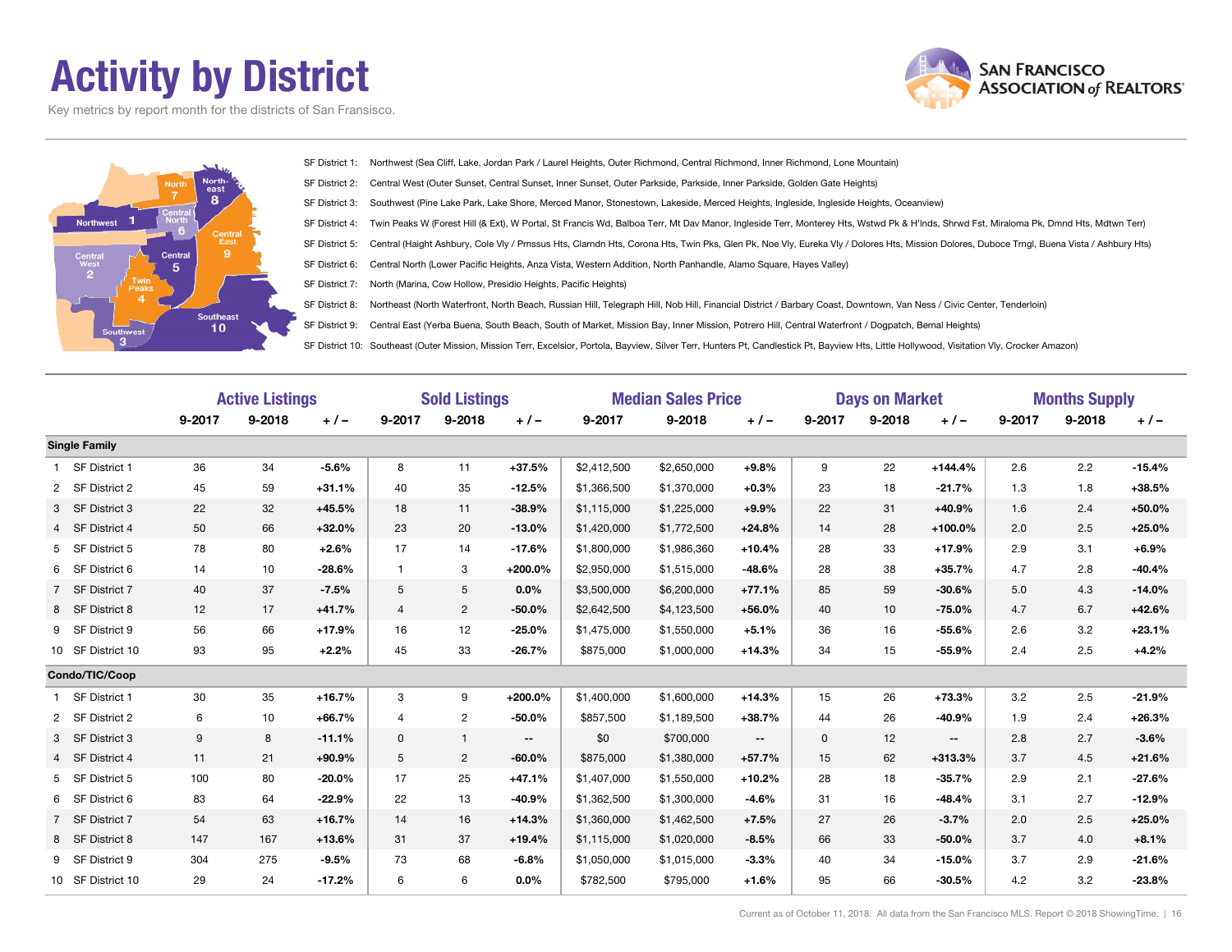# Activity by District

Key metrics by report month for the districts of San Fransisco.

SAN FRANCISCO ASSOCIATION of REALTORS®

Northwest 1
Central West 2
Southwest 3
Twin Peaks 4
Central 5
Central North 6
North 7
Northeast 8
Central East 9
Southeast 10

SF District 1: Northwest (Sea Cliff, Lake, Jordan Park / Laurel Heights, Outer Richmond, Central Richmond, Inner Richmond, Lone Mountain)

SF District 2: Central West (Outer Sunset, Central Sunset, Inner Sunset, Outer Parkside, Parkside, Inner Parkside, Golden Gate Heights)

SF District 3: Southwest (Pine Lake Park, Lake Shore, Merced Manor, Stonestown, Lakeside, Merced Heights, Ingleside, Ingleside Heights, Oceanview)

SF District 4: Twin Peaks W (Forest Hill (& Ext), W Portal, St Francis Wd, Balboa Terr, Mt Dav Manor, Ingleside Terr, Monterey Hts, Wstwd Pk & H'lnds, Shrwd Fst, Miraloma Pk, Dmnd Hts, Mdtwn Terr)

SF District 5: Central (Haight Ashbury, Cole Vly / Prnssus Hts, Clarndn Hts, Corona Hts, Twin Pks, Glen Pk, Noe Vly, Eureka Vly / Dolores Hts, Mission Dolores, Duboce Trngl, Buena Vista / Ashbury Hts)

SF District 6: Central North (Lower Pacific Heights, Anza Vista, Western Addition, North Panhandle, Alamo Square, Hayes Valley)

SF District 7: North (Marina, Cow Hollow, Presidio Heights, Pacific Heights)

SF District 8: Northeast (North Waterfront, North Beach, Russian Hill, Telegraph Hill, Nob Hill, Financial District / Barbary Coast, Downtown, Van Ness / Civic Center, Tenderloin)

SF District 9: Central East (Yerba Buena, South Beach, South of Market, Mission Bay, Inner Mission, Potrero Hill, Central Waterfront / Dogpatch, Bernal Heights)

SF District 10: Southeast (Outer Mission, Mission Terr, Excelsior, Portola, Bayview, Silver Terr, Hunters Pt, Candlestick Pt, Bayview Hts, Little Hollywood, Visitation Vly, Crocker Amazon)

| | | Active Listings | | | Sold Listings | | | Median Sales Price | | | Days on Market | | | Months Supply | | |
|---|---|---|---|---|---|---|---|---|---|---|---|---|---|---|---|---|
| | | 9-2017 | 9-2018 | + / – | 9-2017 | 9-2018 | + / – | 9-2017 | 9-2018 | + / – | 9-2017 | 9-2018 | + / – | 9-2017 | 9-2018 | + / – |
| **Single Family** | | | | | | | | | | | | | | | | |
| 1 | SF District 1 | 36 | 34 | **-5.6%** | 8 | 11 | **+37.5%** | $2,412,500 | $2,650,000 | **+9.8%** | 9 | 22 | **+144.4%** | 2.6 | 2.2 | **-15.4%** |
| 2 | SF District 2 | 45 | 59 | **+31.1%** | 40 | 35 | **-12.5%** | $1,366,500 | $1,370,000 | **+0.3%** | 23 | 18 | **-21.7%** | 1.3 | 1.8 | **+38.5%** |
| 3 | SF District 3 | 22 | 32 | **+45.5%** | 18 | 11 | **-38.9%** | $1,115,000 | $1,225,000 | **+9.9%** | 22 | 31 | **+40.9%** | 1.6 | 2.4 | **+50.0%** |
| 4 | SF District 4 | 50 | 66 | **+32.0%** | 23 | 20 | **-13.0%** | $1,420,000 | $1,772,500 | **+24.8%** | 14 | 28 | **+100.0%** | 2.0 | 2.5 | **+25.0%** |
| 5 | SF District 5 | 78 | 80 | **+2.6%** | 17 | 14 | **-17.6%** | $1,800,000 | $1,986,360 | **+10.4%** | 28 | 33 | **+17.9%** | 2.9 | 3.1 | **+6.9%** |
| 6 | SF District 6 | 14 | 10 | **-28.6%** | 1 | 3 | **+200.0%** | $2,950,000 | $1,515,000 | **-48.6%** | 28 | 38 | **+35.7%** | 4.7 | 2.8 | **-40.4%** |
| 7 | SF District 7 | 40 | 37 | **-7.5%** | 5 | 5 | **0.0%** | $3,500,000 | $6,200,000 | **+77.1%** | 85 | 59 | **-30.6%** | 5.0 | 4.3 | **-14.0%** |
| 8 | SF District 8 | 12 | 17 | **+41.7%** | 4 | 2 | **-50.0%** | $2,642,500 | $4,123,500 | **+56.0%** | 40 | 10 | **-75.0%** | 4.7 | 6.7 | **+42.6%** |
| 9 | SF District 9 | 56 | 66 | **+17.9%** | 16 | 12 | **-25.0%** | $1,475,000 | $1,550,000 | **+5.1%** | 36 | 16 | **-55.6%** | 2.6 | 3.2 | **+23.1%** |
| 10 | SF District 10 | 93 | 95 | **+2.2%** | 45 | 33 | **-26.7%** | $875,000 | $1,000,000 | **+14.3%** | 34 | 15 | **-55.9%** | 2.4 | 2.5 | **+4.2%** |
| **Condo/TIC/Coop** | | | | | | | | | | | | | | | | |
| 1 | SF District 1 | 30 | 35 | **+16.7%** | 3 | 9 | **+200.0%** | $1,400,000 | $1,600,000 | **+14.3%** | 15 | 26 | **+73.3%** | 3.2 | 2.5 | **-21.9%** |
| 2 | SF District 2 | 6 | 10 | **+66.7%** | 4 | 2 | **-50.0%** | $857,500 | $1,189,500 | **+38.7%** | 44 | 26 | **-40.9%** | 1.9 | 2.4 | **+26.3%** |
| 3 | SF District 3 | 9 | 8 | **-11.1%** | 0 | 1 | **--** | $0 | $700,000 | **--** | 0 | 12 | **--** | 2.8 | 2.7 | **-3.6%** |
| 4 | SF District 4 | 11 | 21 | **+90.9%** | 5 | 2 | **-60.0%** | $875,000 | $1,380,000 | **+57.7%** | 15 | 62 | **+313.3%** | 3.7 | 4.5 | **+21.6%** |
| 5 | SF District 5 | 100 | 80 | **-20.0%** | 17 | 25 | **+47.1%** | $1,407,000 | $1,550,000 | **+10.2%** | 28 | 18 | **-35.7%** | 2.9 | 2.1 | **-27.6%** |
| 6 | SF District 6 | 83 | 64 | **-22.9%** | 22 | 13 | **-40.9%** | $1,362,500 | $1,300,000 | **-4.6%** | 31 | 16 | **-48.4%** | 3.1 | 2.7 | **-12.9%** |
| 7 | SF District 7 | 54 | 63 | **+16.7%** | 14 | 16 | **+14.3%** | $1,360,000 | $1,462,500 | **+7.5%** | 27 | 26 | **-3.7%** | 2.0 | 2.5 | **+25.0%** |
| 8 | SF District 8 | 147 | 167 | **+13.6%** | 31 | 37 | **+19.4%** | $1,115,000 | $1,020,000 | **-8.5%** | 66 | 33 | **-50.0%** | 3.7 | 4.0 | **+8.1%** |
| 9 | SF District 9 | 304 | 275 | **-9.5%** | 73 | 68 | **-6.8%** | $1,050,000 | $1,015,000 | **-3.3%** | 40 | 34 | **-15.0%** | 3.7 | 2.9 | **-21.6%** |
| 10 | SF District 10 | 29 | 24 | **-17.2%** | 6 | 6 | **0.0%** | $782,500 | $795,000 | **+1.6%** | 95 | 66 | **-30.5%** | 4.2 | 3.2 | **-23.8%** |

Current as of October 11, 2018. All data from the San Francisco MLS. Report © 2018 ShowingTime.